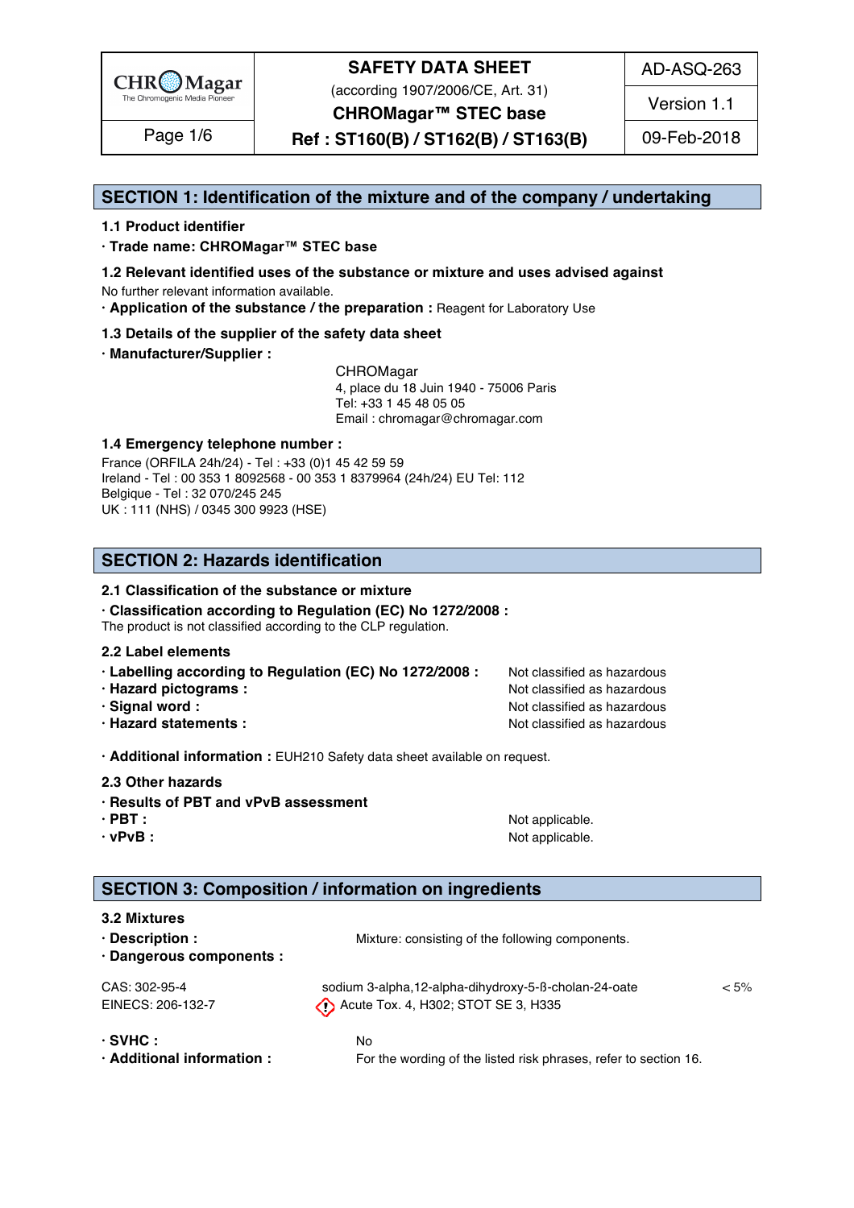# SAFETY DATA SHEET

(according 1907/2006/CE, Art. 31)

**CHROMagar™ STEC base**

**Ref : ST160(B) / ST162(B) / ST163(B)**

AD-ASQ-263 — Version 1.1 — 09-Feb-2018

## SECTION 1: Identification of the mixture and of the company / undertaking

### 1.1 Product identifier

· **Trade name: CHROMagar™ STEC base**

### 1.2 Relevant identified uses of the substance or mixture and uses advised against

No further relevant information available.

· **Application of the substance / the preparation :** Reagent for Laboratory Use

### 1.3 Details of the supplier of the safety data sheet

· **Manufacturer/Supplier :**

CHROMagar
4, place du 18 Juin 1940 - 75006 Paris
Tel: +33 1 45 48 05 05
Email : chromagar@chromagar.com

### 1.4 Emergency telephone number :

France (ORFILA 24h/24) - Tel : +33 (0)1 45 42 59 59
Ireland - Tel : 00 353 1 8092568 - 00 353 1 8379964 (24h/24) EU Tel: 112
Belgique - Tel : 32 070/245 245
UK : 111 (NHS) / 0345 300 9923 (HSE)

## SECTION 2: Hazards identification

### 2.1 Classification of the substance or mixture

· **Classification according to Regulation (EC) No 1272/2008 :**
The product is not classified according to the CLP regulation.

### 2.2 Label elements

· **Labelling according to Regulation (EC) No 1272/2008 :** Not classified as hazardous
· **Hazard pictograms :** Not classified as hazardous
· **Signal word :** Not classified as hazardous
· **Hazard statements :** Not classified as hazardous

· **Additional information :** EUH210 Safety data sheet available on request.

### 2.3 Other hazards

· **Results of PBT and vPvB assessment**
· **PBT :** Not applicable.
· **vPvB :** Not applicable.

## SECTION 3: Composition / information on ingredients

### 3.2 Mixtures

· **Description :** Mixture: consisting of the following components.
· **Dangerous components :**

| | | |
|---|---|---|
| CAS: 302-95-4<br>EINECS: 206-132-7 | sodium 3-alpha,12-alpha-dihydroxy-5-ß-cholan-24-oate<br>Acute Tox. 4, H302; STOT SE 3, H335 | < 5% |

· **SVHC :** No
· **Additional information :** For the wording of the listed risk phrases, refer to section 16.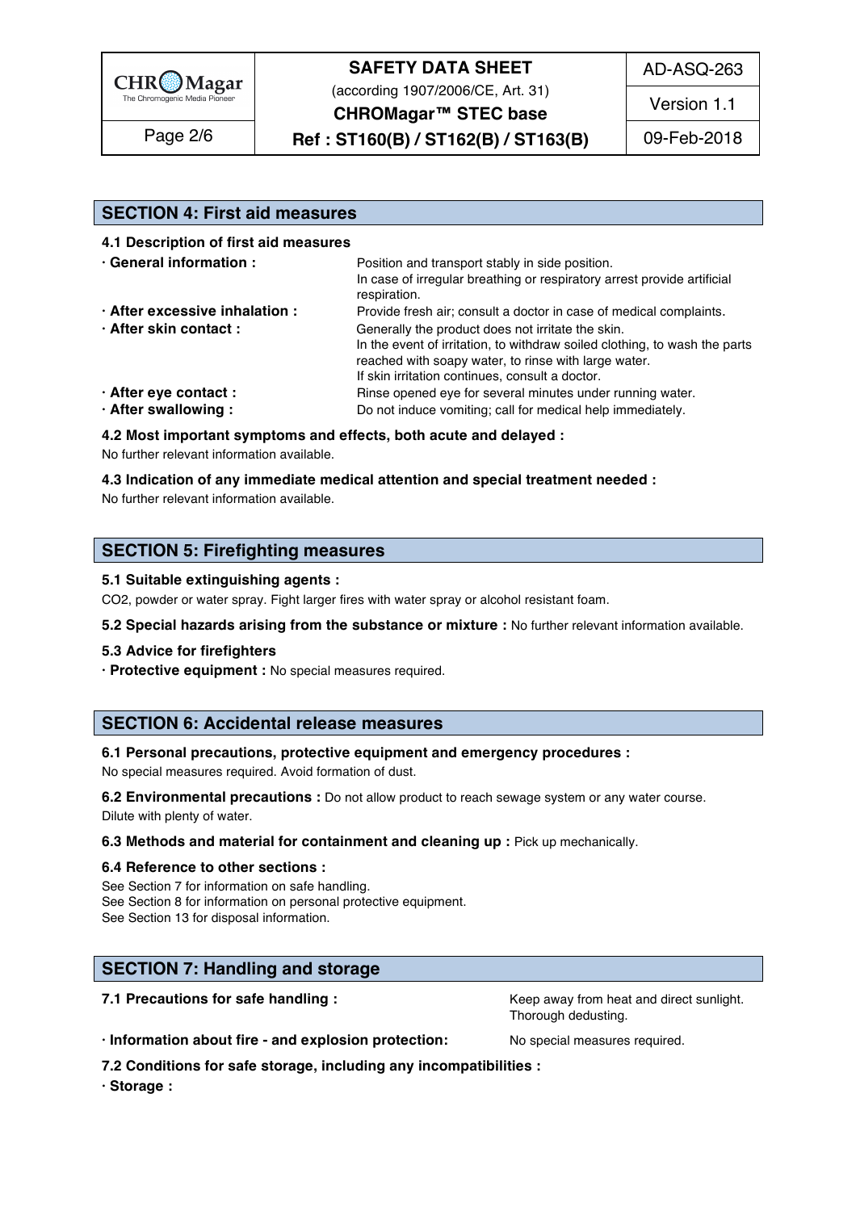## SECTION 4: First aid measures

### 4.1 Description of first aid measures

**· General information :** Position and transport stably in side position.
In case of irregular breathing or respiratory arrest provide artificial respiration.

**· After excessive inhalation :** Provide fresh air; consult a doctor in case of medical complaints.

**· After skin contact :** Generally the product does not irritate the skin.
In the event of irritation, to withdraw soiled clothing, to wash the parts reached with soapy water, to rinse with large water.
If skin irritation continues, consult a doctor.

**· After eye contact :** Rinse opened eye for several minutes under running water.

**· After swallowing :** Do not induce vomiting; call for medical help immediately.

### 4.2 Most important symptoms and effects, both acute and delayed :

No further relevant information available.

### 4.3 Indication of any immediate medical attention and special treatment needed :

No further relevant information available.

## SECTION 5: Firefighting measures

### 5.1 Suitable extinguishing agents :

$CO_2$, powder or water spray. Fight larger fires with water spray or alcohol resistant foam.

**5.2 Special hazards arising from the substance or mixture :** No further relevant information available.

### 5.3 Advice for firefighters

**· Protective equipment :** No special measures required.

## SECTION 6: Accidental release measures

### 6.1 Personal precautions, protective equipment and emergency procedures :

No special measures required. Avoid formation of dust.

**6.2 Environmental precautions :** Do not allow product to reach sewage system or any water course.
Dilute with plenty of water.

**6.3 Methods and material for containment and cleaning up :** Pick up mechanically.

### 6.4 Reference to other sections :

See Section 7 for information on safe handling.
See Section 8 for information on personal protective equipment.
See Section 13 for disposal information.

## SECTION 7: Handling and storage

**7.1 Precautions for safe handling :** Keep away from heat and direct sunlight.
Thorough dedusting.

**· Information about fire - and explosion protection:** No special measures required.

### 7.2 Conditions for safe storage, including any incompatibilities :

**· Storage :**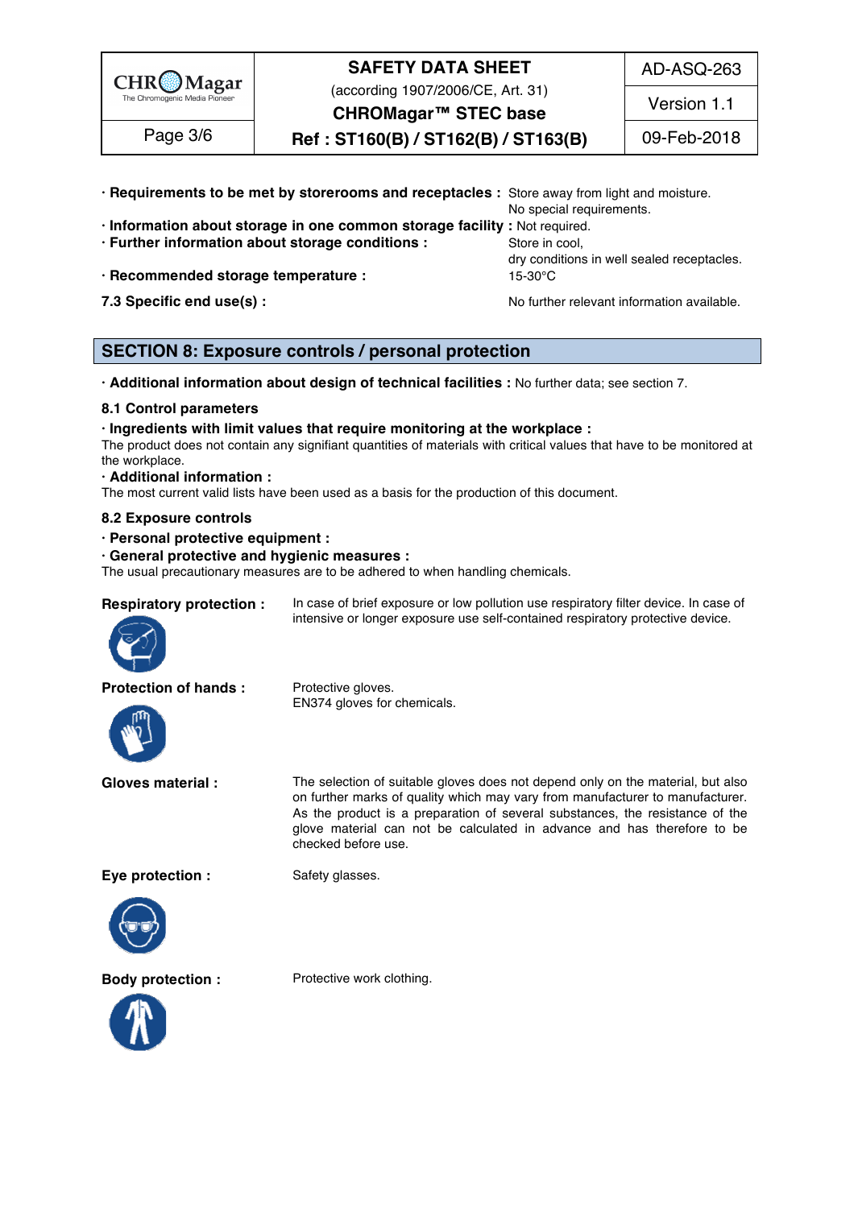· **Requirements to be met by storerooms and receptacles :** Store away from light and moisture. No special requirements.

· **Information about storage in one common storage facility :** Not required.

· **Further information about storage conditions :** Store in cool, dry conditions in well sealed receptacles.

· **Recommended storage temperature :** 15-30°C

**7.3 Specific end use(s) :** No further relevant information available.

## SECTION 8: Exposure controls / personal protection

· **Additional information about design of technical facilities :** No further data; see section 7.

### 8.1 Control parameters

· **Ingredients with limit values that require monitoring at the workplace :**
The product does not contain any signifiant quantities of materials with critical values that have to be monitored at the workplace.

· **Additional information :**
The most current valid lists have been used as a basis for the production of this document.

### 8.2 Exposure controls

· **Personal protective equipment :**

· **General protective and hygienic measures :**
The usual precautionary measures are to be adhered to when handling chemicals.

**Respiratory protection :** In case of brief exposure or low pollution use respiratory filter device. In case of intensive or longer exposure use self-contained respiratory protective device.

**Protection of hands :** Protective gloves.
EN374 gloves for chemicals.

**Gloves material :** The selection of suitable gloves does not depend only on the material, but also on further marks of quality which may vary from manufacturer to manufacturer. As the product is a preparation of several substances, the resistance of the glove material can not be calculated in advance and has therefore to be checked before use.

**Eye protection :** Safety glasses.

**Body protection :** Protective work clothing.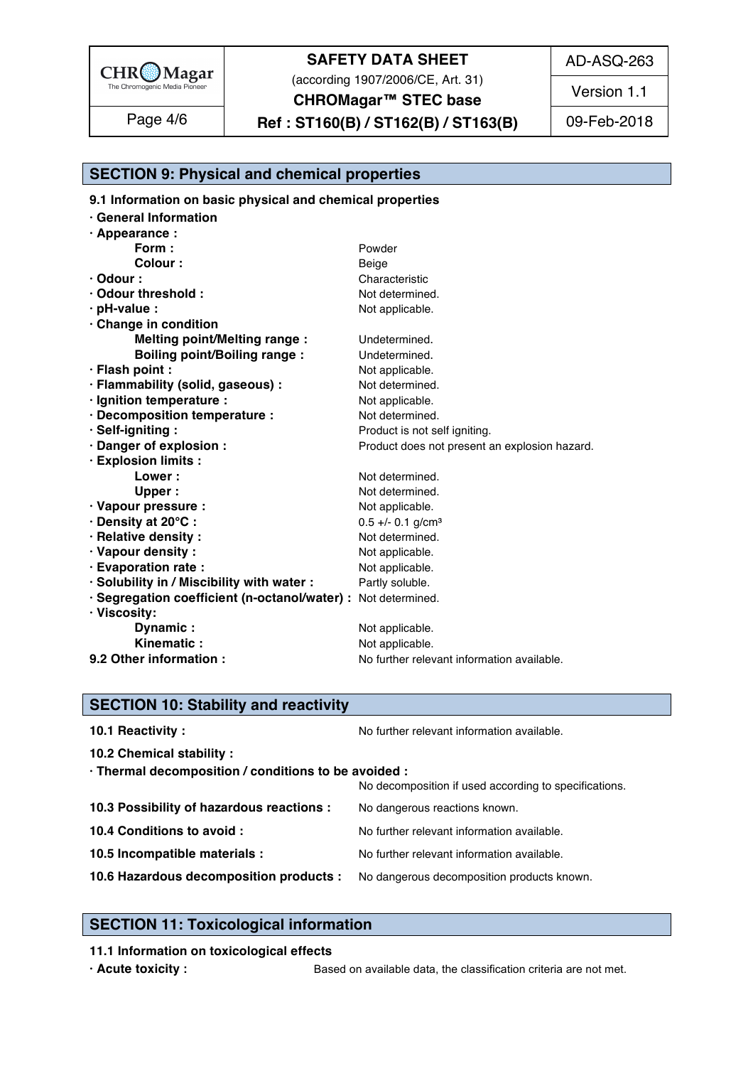## SECTION 9: Physical and chemical properties

**9.1 Information on basic physical and chemical properties**

| Property | Value |
|---|---|
| **· General Information** | |
| **· Appearance :** | |
| **Form :** | Powder |
| **Colour :** | Beige |
| **· Odour :** | Characteristic |
| **· Odour threshold :** | Not determined. |
| **· pH-value :** | Not applicable. |
| **· Change in condition** | |
| **Melting point/Melting range :** | Undetermined. |
| **Boiling point/Boiling range :** | Undetermined. |
| **· Flash point :** | Not applicable. |
| **· Flammability (solid, gaseous) :** | Not determined. |
| **· Ignition temperature :** | Not applicable. |
| **· Decomposition temperature :** | Not determined. |
| **· Self-igniting :** | Product is not self igniting. |
| **· Danger of explosion :** | Product does not present an explosion hazard. |
| **· Explosion limits :** | |
| **Lower :** | Not determined. |
| **Upper :** | Not determined. |
| **· Vapour pressure :** | Not applicable. |
| **· Density at 20°C :** | 0.5 +/- 0.1 g/cm³ |
| **· Relative density :** | Not determined. |
| **· Vapour density :** | Not applicable. |
| **· Evaporation rate :** | Not applicable. |
| **· Solubility in / Miscibility with water :** | Partly soluble. |
| **· Segregation coefficient (n-octanol/water) :** | Not determined. |
| **· Viscosity:** | |
| **Dynamic :** | Not applicable. |
| **Kinematic :** | Not applicable. |
| **9.2 Other information :** | No further relevant information available. |

## SECTION 10: Stability and reactivity

**10.1 Reactivity :** No further relevant information available.

**10.2 Chemical stability :**

**· Thermal decomposition / conditions to be avoided :**
No decomposition if used according to specifications.

**10.3 Possibility of hazardous reactions :** No dangerous reactions known.

**10.4 Conditions to avoid :** No further relevant information available.

**10.5 Incompatible materials :** No further relevant information available.

**10.6 Hazardous decomposition products :** No dangerous decomposition products known.

## SECTION 11: Toxicological information

**11.1 Information on toxicological effects**

**· Acute toxicity :** Based on available data, the classification criteria are not met.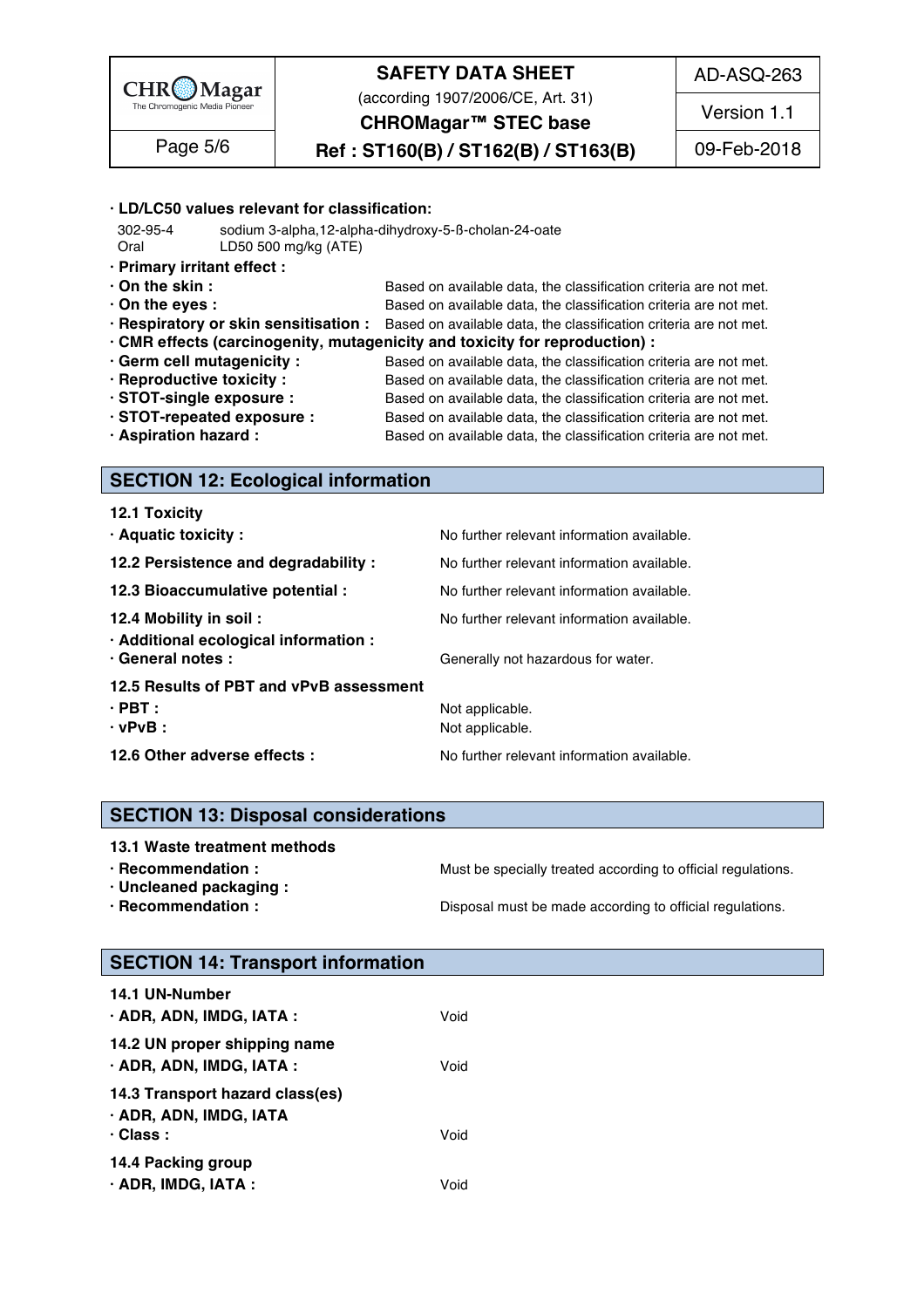**· LD/LC50 values relevant for classification:**

| | |
|---|---|
| 302-95-4 | sodium 3-alpha,12-alpha-dihydroxy-5-ß-cholan-24-oate |
| Oral | LD50 500 mg/kg (ATE) |

**· Primary irritant effect :**

**· On the skin :** Based on available data, the classification criteria are not met.

**· On the eyes :** Based on available data, the classification criteria are not met.

**· Respiratory or skin sensitisation :** Based on available data, the classification criteria are not met.

**· CMR effects (carcinogenity, mutagenicity and toxicity for reproduction) :**

**· Germ cell mutagenicity :** Based on available data, the classification criteria are not met.

**· Reproductive toxicity :** Based on available data, the classification criteria are not met.

**· STOT-single exposure :** Based on available data, the classification criteria are not met.

**· STOT-repeated exposure :** Based on available data, the classification criteria are not met.

**· Aspiration hazard :** Based on available data, the classification criteria are not met.

## SECTION 12: Ecological information

**12.1 Toxicity**

**· Aquatic toxicity :** No further relevant information available.

**12.2 Persistence and degradability :** No further relevant information available.

**12.3 Bioaccumulative potential :** No further relevant information available.

**12.4 Mobility in soil :** No further relevant information available.

**· Additional ecological information :**

**· General notes :** Generally not hazardous for water.

**12.5 Results of PBT and vPvB assessment**

**· PBT :** Not applicable.

**· vPvB :** Not applicable.

**12.6 Other adverse effects :** No further relevant information available.

## SECTION 13: Disposal considerations

**13.1 Waste treatment methods**

**· Recommendation :** Must be specially treated according to official regulations.

**· Uncleaned packaging :**

**· Recommendation :** Disposal must be made according to official regulations.

## SECTION 14: Transport information

**14.1 UN-Number**

**· ADR, ADN, IMDG, IATA :** Void

**14.2 UN proper shipping name**

**· ADR, ADN, IMDG, IATA :** Void

**14.3 Transport hazard class(es)**

**· ADR, ADN, IMDG, IATA**

**· Class :** Void

**14.4 Packing group**

**· ADR, IMDG, IATA :** Void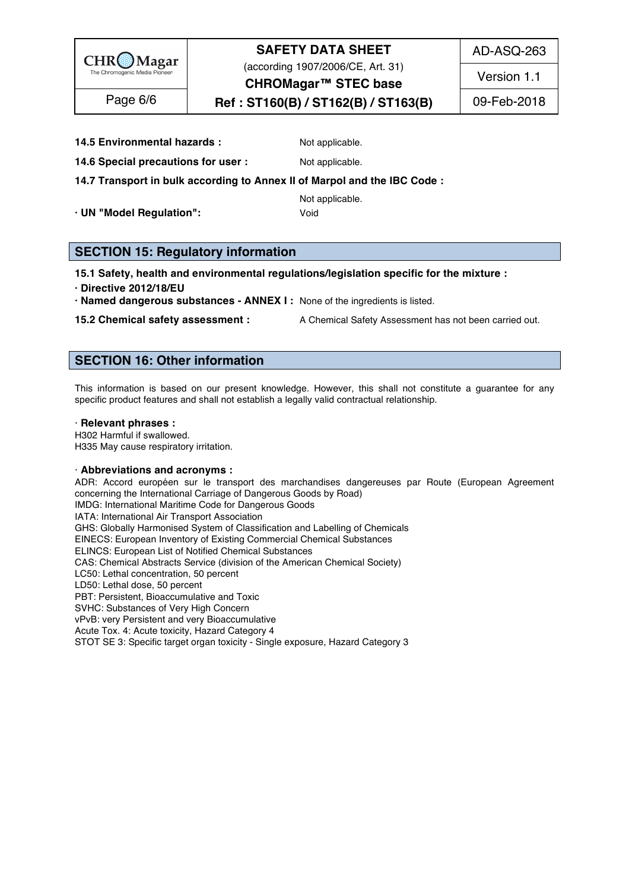**14.5 Environmental hazards :** Not applicable.

**14.6 Special precautions for user :** Not applicable.

**14.7 Transport in bulk according to Annex II of Marpol and the IBC Code :**

Not applicable.

**· UN "Model Regulation":** Void

## SECTION 15: Regulatory information

**15.1 Safety, health and environmental regulations/legislation specific for the mixture :**

**· Directive 2012/18/EU**

**· Named dangerous substances - ANNEX I :** None of the ingredients is listed.

**15.2 Chemical safety assessment :** A Chemical Safety Assessment has not been carried out.

## SECTION 16: Other information

This information is based on our present knowledge. However, this shall not constitute a guarantee for any specific product features and shall not establish a legally valid contractual relationship.

· **Relevant phrases :**

H302 Harmful if swallowed.
H335 May cause respiratory irritation.

· **Abbreviations and acronyms :**

ADR: Accord européen sur le transport des marchandises dangereuses par Route (European Agreement concerning the International Carriage of Dangerous Goods by Road)
IMDG: International Maritime Code for Dangerous Goods
IATA: International Air Transport Association
GHS: Globally Harmonised System of Classification and Labelling of Chemicals
EINECS: European Inventory of Existing Commercial Chemical Substances
ELINCS: European List of Notified Chemical Substances
CAS: Chemical Abstracts Service (division of the American Chemical Society)
LC50: Lethal concentration, 50 percent
LD50: Lethal dose, 50 percent
PBT: Persistent, Bioaccumulative and Toxic
SVHC: Substances of Very High Concern
vPvB: very Persistent and very Bioaccumulative
Acute Tox. 4: Acute toxicity, Hazard Category 4
STOT SE 3: Specific target organ toxicity - Single exposure, Hazard Category 3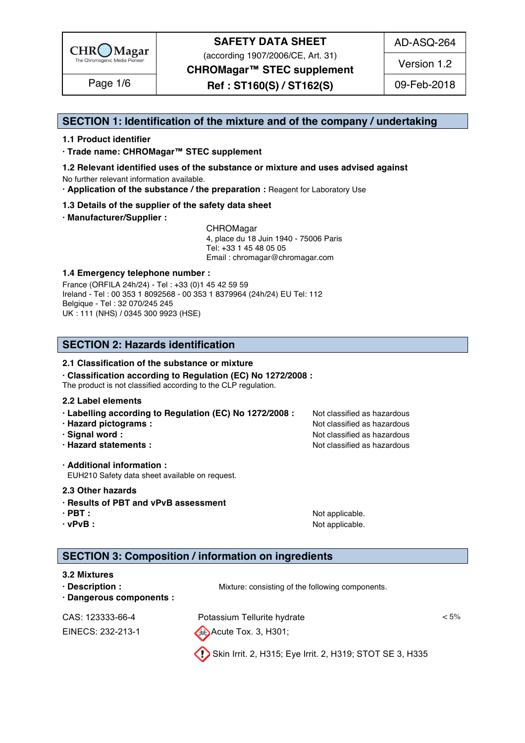## SECTION 1: Identification of the mixture and of the company / undertaking

### 1.1 Product identifier

**· Trade name: CHROMagar™ STEC supplement**

### 1.2 Relevant identified uses of the substance or mixture and uses advised against

No further relevant information available.

**· Application of the substance / the preparation :** Reagent for Laboratory Use

### 1.3 Details of the supplier of the safety data sheet

**· Manufacturer/Supplier :**

CHROMagar
4, place du 18 Juin 1940 - 75006 Paris
Tel: +33 1 45 48 05 05
Email : chromagar@chromagar.com

### 1.4 Emergency telephone number :

France (ORFILA 24h/24) - Tel : +33 (0)1 45 42 59 59
Ireland - Tel : 00 353 1 8092568 - 00 353 1 8379964 (24h/24) EU Tel: 112
Belgique - Tel : 32 070/245 245
UK : 111 (NHS) / 0345 300 9923 (HSE)

## SECTION 2: Hazards identification

### 2.1 Classification of the substance or mixture

**· Classification according to Regulation (EC) No 1272/2008 :**
The product is not classified according to the CLP regulation.

### 2.2 Label elements

| | |
|---|---|
| **· Labelling according to Regulation (EC) No 1272/2008 :** | Not classified as hazardous |
| **· Hazard pictograms :** | Not classified as hazardous |
| **· Signal word :** | Not classified as hazardous |
| **· Hazard statements :** | Not classified as hazardous |

**· Additional information :**
EUH210 Safety data sheet available on request.

### 2.3 Other hazards

**· Results of PBT and vPvB assessment**

| | |
|---|---|
| **· PBT :** | Not applicable. |
| **· vPvB :** | Not applicable. |

## SECTION 3: Composition / information on ingredients

### 3.2 Mixtures

**· Description :** Mixture: consisting of the following components.

**· Dangerous components :**

| | | |
|---|---|---|
| CAS: 123333-66-4 | Potassium Tellurite hydrate | < 5% |
| EINECS: 232-213-1 | Acute Tox. 3, H301; | |
| | Skin Irrit. 2, H315; Eye Irrit. 2, H319; STOT SE 3, H335 | |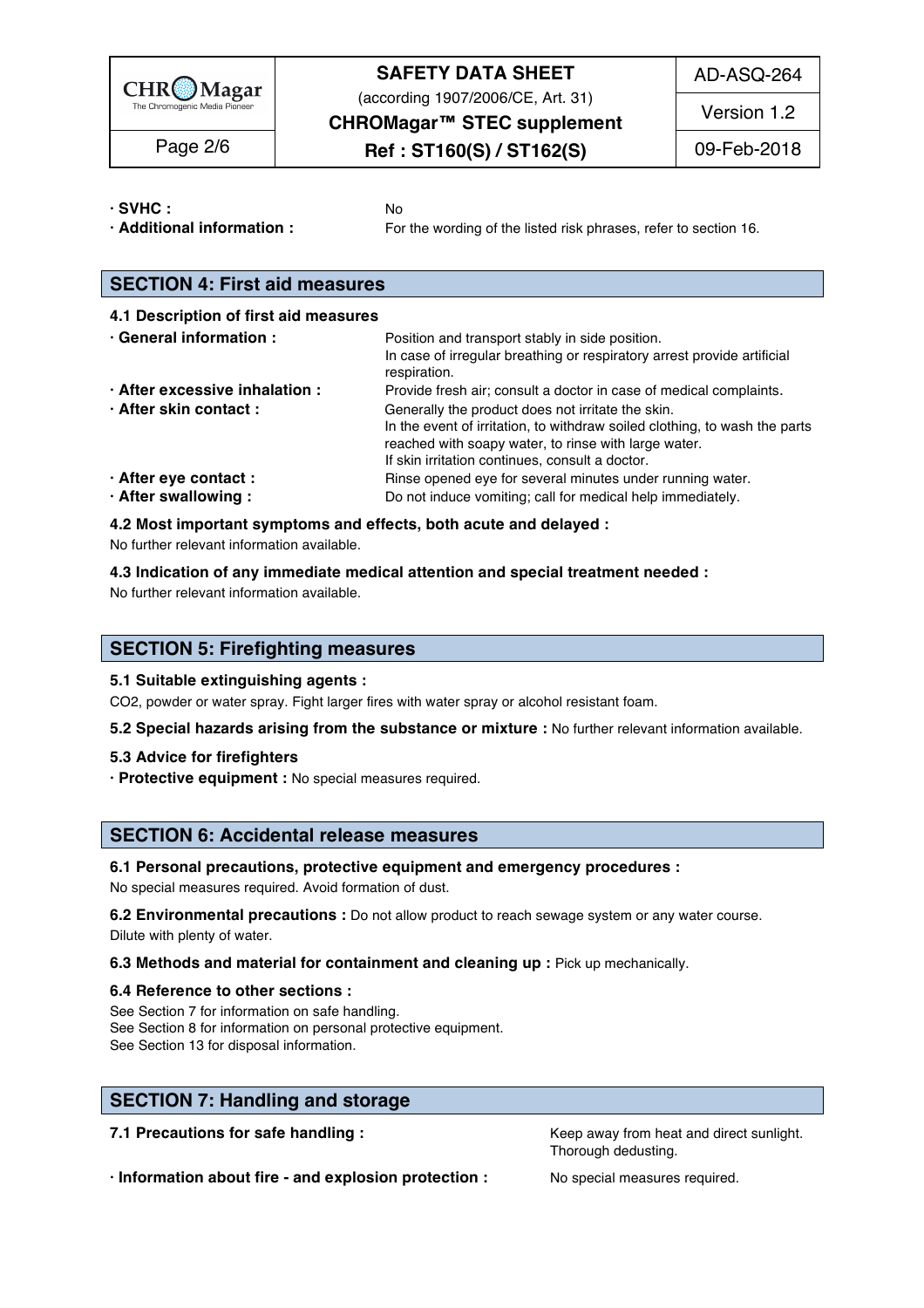· **SVHC :** No

· **Additional information :** For the wording of the listed risk phrases, refer to section 16.

## SECTION 4: First aid measures

### 4.1 Description of first aid measures

· **General information :** Position and transport stably in side position.
In case of irregular breathing or respiratory arrest provide artificial respiration.

· **After excessive inhalation :** Provide fresh air; consult a doctor in case of medical complaints.

· **After skin contact :** Generally the product does not irritate the skin.
In the event of irritation, to withdraw soiled clothing, to wash the parts reached with soapy water, to rinse with large water.
If skin irritation continues, consult a doctor.

· **After eye contact :** Rinse opened eye for several minutes under running water.

· **After swallowing :** Do not induce vomiting; call for medical help immediately.

### 4.2 Most important symptoms and effects, both acute and delayed :

No further relevant information available.

### 4.3 Indication of any immediate medical attention and special treatment needed :

No further relevant information available.

## SECTION 5: Firefighting measures

### 5.1 Suitable extinguishing agents :

$CO_2$, powder or water spray. Fight larger fires with water spray or alcohol resistant foam.

**5.2 Special hazards arising from the substance or mixture :** No further relevant information available.

### 5.3 Advice for firefighters

· **Protective equipment :** No special measures required.

## SECTION 6: Accidental release measures

### 6.1 Personal precautions, protective equipment and emergency procedures :

No special measures required. Avoid formation of dust.

**6.2 Environmental precautions :** Do not allow product to reach sewage system or any water course.
Dilute with plenty of water.

**6.3 Methods and material for containment and cleaning up :** Pick up mechanically.

### 6.4 Reference to other sections :

See Section 7 for information on safe handling.
See Section 8 for information on personal protective equipment.
See Section 13 for disposal information.

## SECTION 7: Handling and storage

**7.1 Precautions for safe handling :** Keep away from heat and direct sunlight.
Thorough dedusting.

· **Information about fire - and explosion protection :** No special measures required.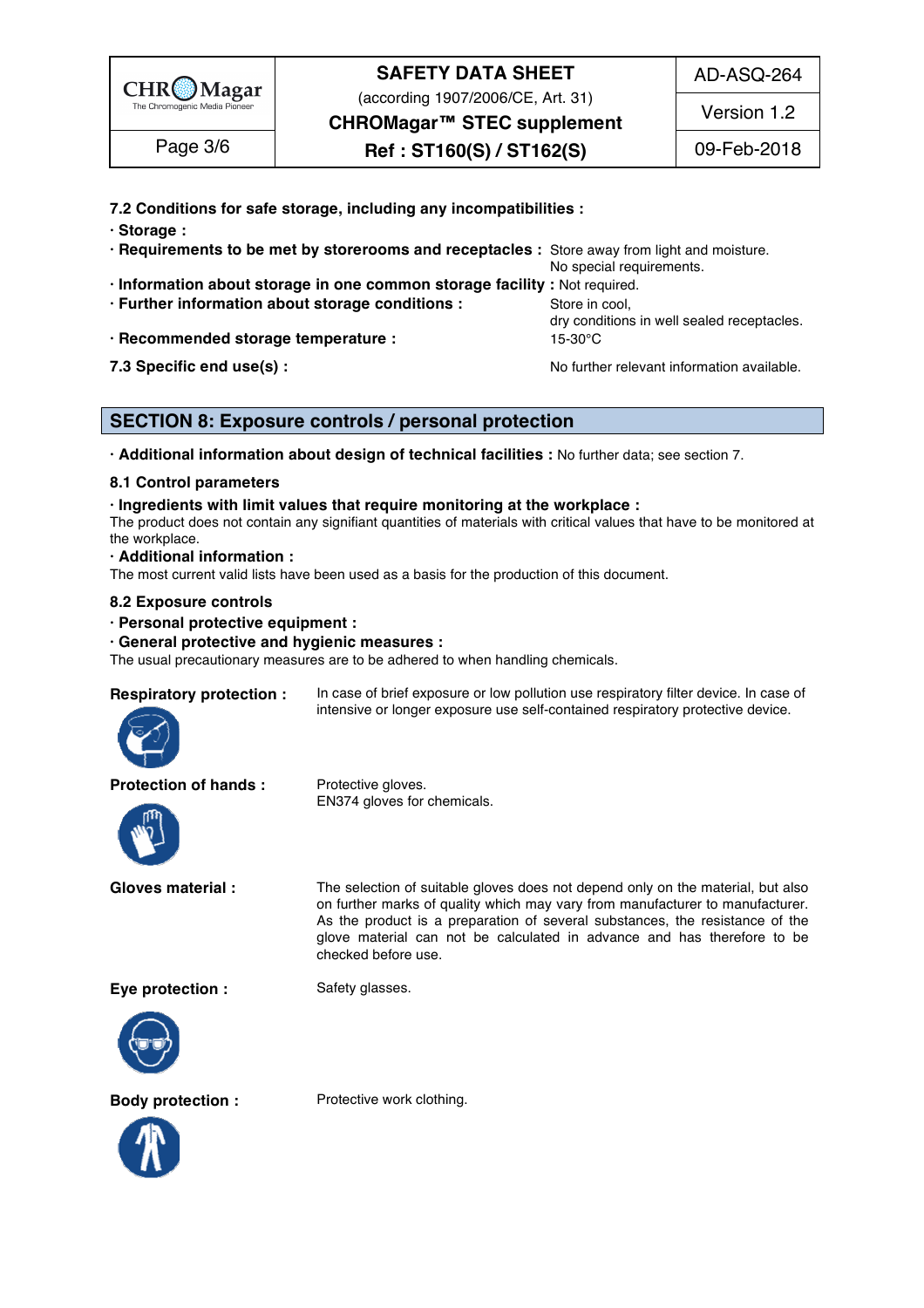**7.2 Conditions for safe storage, including any incompatibilities :**

· **Storage :**

· **Requirements to be met by storerooms and receptacles :** Store away from light and moisture. No special requirements.

· **Information about storage in one common storage facility :** Not required.

· **Further information about storage conditions :** Store in cool, dry conditions in well sealed receptacles.

· **Recommended storage temperature :** 15-30°C

**7.3 Specific end use(s) :** No further relevant information available.

## SECTION 8: Exposure controls / personal protection

· **Additional information about design of technical facilities :** No further data; see section 7.

### 8.1 Control parameters

· **Ingredients with limit values that require monitoring at the workplace :**
The product does not contain any signifiant quantities of materials with critical values that have to be monitored at the workplace.

· **Additional information :**
The most current valid lists have been used as a basis for the production of this document.

### 8.2 Exposure controls

· **Personal protective equipment :**

· **General protective and hygienic measures :**
The usual precautionary measures are to be adhered to when handling chemicals.

**Respiratory protection :** In case of brief exposure or low pollution use respiratory filter device. In case of intensive or longer exposure use self-contained respiratory protective device.

**Protection of hands :** Protective gloves. EN374 gloves for chemicals.

**Gloves material :** The selection of suitable gloves does not depend only on the material, but also on further marks of quality which may vary from manufacturer to manufacturer. As the product is a preparation of several substances, the resistance of the glove material can not be calculated in advance and has therefore to be checked before use.

**Eye protection :** Safety glasses.

**Body protection :** Protective work clothing.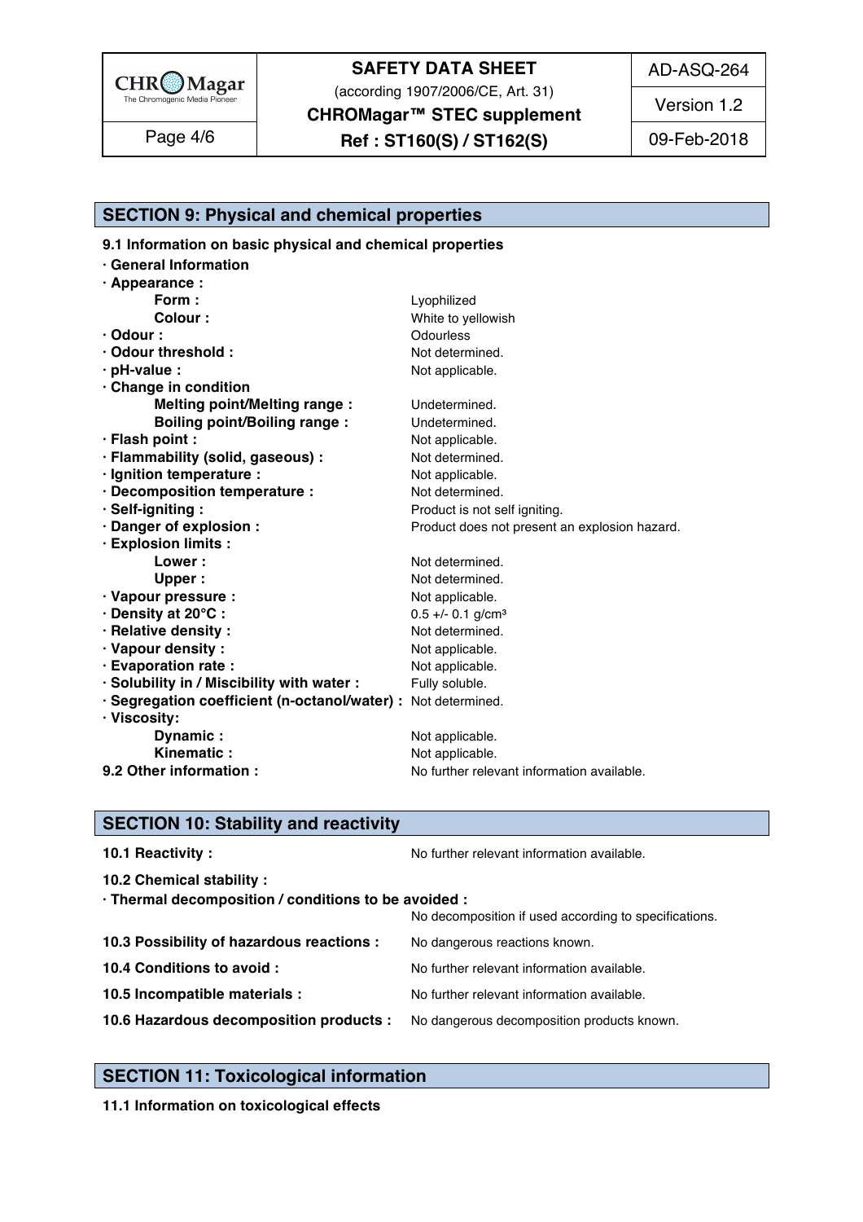## SECTION 9: Physical and chemical properties

**9.1 Information on basic physical and chemical properties**

- **General Information**
- **Appearance :**
  - **Form :** Lyophilized
  - **Colour :** White to yellowish
- **Odour :** Odourless
- **Odour threshold :** Not determined.
- **pH-value :** Not applicable.
- **Change in condition**
  - **Melting point/Melting range :** Undetermined.
  - **Boiling point/Boiling range :** Undetermined.
- **Flash point :** Not applicable.
- **Flammability (solid, gaseous) :** Not determined.
- **Ignition temperature :** Not applicable.
- **Decomposition temperature :** Not determined.
- **Self-igniting :** Product is not self igniting.
- **Danger of explosion :** Product does not present an explosion hazard.
- **Explosion limits :**
  - **Lower :** Not determined.
  - **Upper :** Not determined.
- **Vapour pressure :** Not applicable.
- **Density at 20°C :** 0.5 +/- 0.1 g/cm³
- **Relative density :** Not determined.
- **Vapour density :** Not applicable.
- **Evaporation rate :** Not applicable.
- **Solubility in / Miscibility with water :** Fully soluble.
- **Segregation coefficient (n-octanol/water) :** Not determined.
- **Viscosity:**
  - **Dynamic :** Not applicable.
  - **Kinematic :** Not applicable.

**9.2 Other information :** No further relevant information available.

## SECTION 10: Stability and reactivity

**10.1 Reactivity :** No further relevant information available.

**10.2 Chemical stability :**

- **Thermal decomposition / conditions to be avoided :** No decomposition if used according to specifications.

**10.3 Possibility of hazardous reactions :** No dangerous reactions known.

**10.4 Conditions to avoid :** No further relevant information available.

**10.5 Incompatible materials :** No further relevant information available.

**10.6 Hazardous decomposition products :** No dangerous decomposition products known.

## SECTION 11: Toxicological information

**11.1 Information on toxicological effects**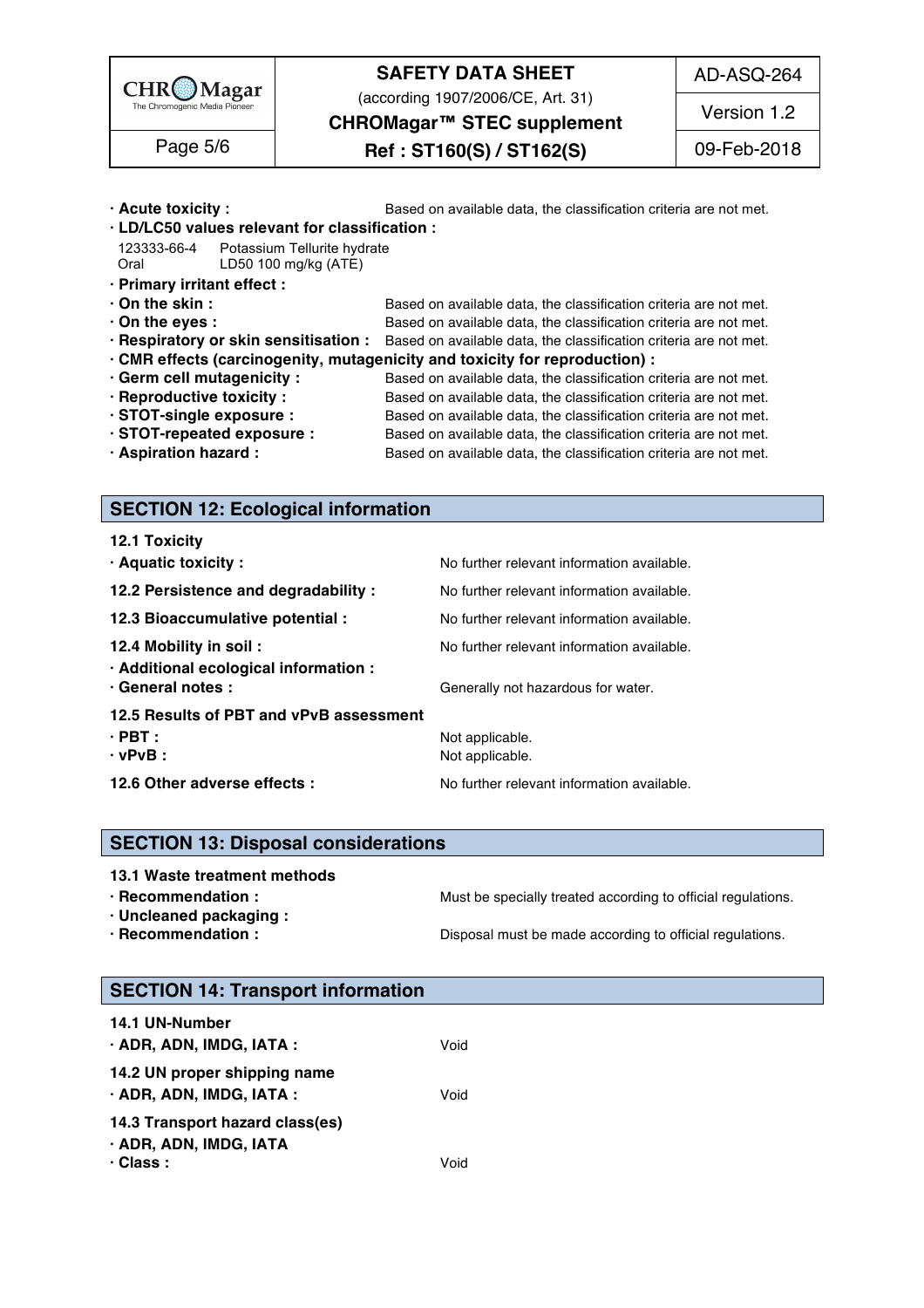**· Acute toxicity :** Based on available data, the classification criteria are not met.

**· LD/LC50 values relevant for classification :**

| | |
|---|---|
| 123333-66-4 | Potassium Tellurite hydrate |
| Oral | LD50 100 mg/kg (ATE) |

**· Primary irritant effect :**

**· On the skin :** Based on available data, the classification criteria are not met.

**· On the eyes :** Based on available data, the classification criteria are not met.

**· Respiratory or skin sensitisation :** Based on available data, the classification criteria are not met.

**· CMR effects (carcinogenity, mutagenicity and toxicity for reproduction) :**

**· Germ cell mutagenicity :** Based on available data, the classification criteria are not met.

**· Reproductive toxicity :** Based on available data, the classification criteria are not met.

**· STOT-single exposure :** Based on available data, the classification criteria are not met.

**· STOT-repeated exposure :** Based on available data, the classification criteria are not met.

**· Aspiration hazard :** Based on available data, the classification criteria are not met.

## SECTION 12: Ecological information

**12.1 Toxicity**

**· Aquatic toxicity :** No further relevant information available.

**12.2 Persistence and degradability :** No further relevant information available.

**12.3 Bioaccumulative potential :** No further relevant information available.

**12.4 Mobility in soil :** No further relevant information available.

**· Additional ecological information :**

**· General notes :** Generally not hazardous for water.

**12.5 Results of PBT and vPvB assessment**

**· PBT :** Not applicable.

**· vPvB :** Not applicable.

**12.6 Other adverse effects :** No further relevant information available.

## SECTION 13: Disposal considerations

**13.1 Waste treatment methods**

**· Recommendation :** Must be specially treated according to official regulations.

**· Uncleaned packaging :**

**· Recommendation :** Disposal must be made according to official regulations.

## SECTION 14: Transport information

**14.1 UN-Number**

**· ADR, ADN, IMDG, IATA :** Void

**14.2 UN proper shipping name**

**· ADR, ADN, IMDG, IATA :** Void

**14.3 Transport hazard class(es)**

**· ADR, ADN, IMDG, IATA**

**· Class :** Void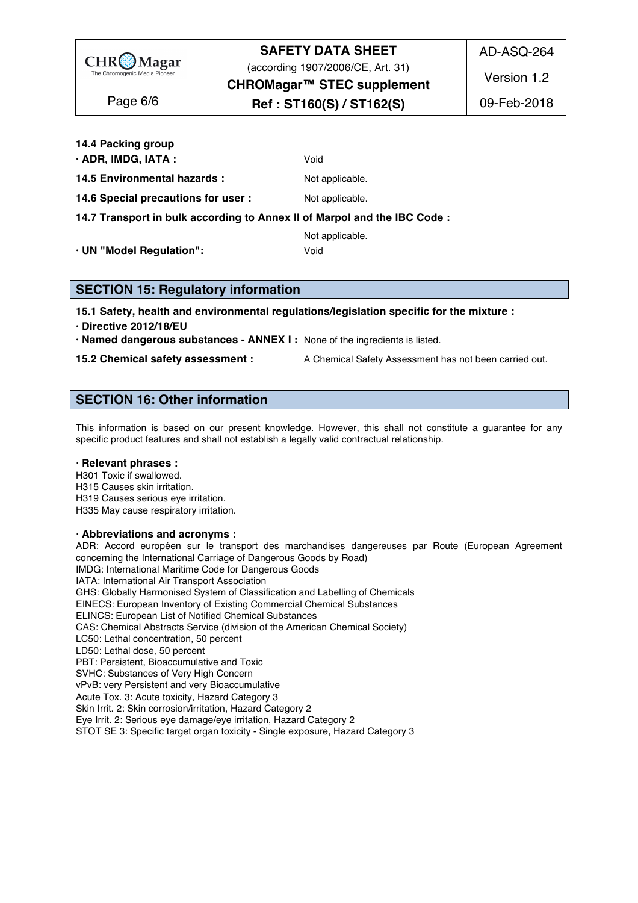**14.4 Packing group**

**· ADR, IMDG, IATA :** Void

**14.5 Environmental hazards :** Not applicable.

**14.6 Special precautions for user :** Not applicable.

**14.7 Transport in bulk according to Annex II of Marpol and the IBC Code :**

Not applicable.

**· UN "Model Regulation":** Void

## SECTION 15: Regulatory information

**15.1 Safety, health and environmental regulations/legislation specific for the mixture :**

**· Directive 2012/18/EU**

**· Named dangerous substances - ANNEX I :** None of the ingredients is listed.

**15.2 Chemical safety assessment :** A Chemical Safety Assessment has not been carried out.

## SECTION 16: Other information

This information is based on our present knowledge. However, this shall not constitute a guarantee for any specific product features and shall not establish a legally valid contractual relationship.

· **Relevant phrases :**

H301 Toxic if swallowed.
H315 Causes skin irritation.
H319 Causes serious eye irritation.
H335 May cause respiratory irritation.

· **Abbreviations and acronyms :**

ADR: Accord européen sur le transport des marchandises dangereuses par Route (European Agreement concerning the International Carriage of Dangerous Goods by Road)
IMDG: International Maritime Code for Dangerous Goods
IATA: International Air Transport Association
GHS: Globally Harmonised System of Classification and Labelling of Chemicals
EINECS: European Inventory of Existing Commercial Chemical Substances
ELINCS: European List of Notified Chemical Substances
CAS: Chemical Abstracts Service (division of the American Chemical Society)
LC50: Lethal concentration, 50 percent
LD50: Lethal dose, 50 percent
PBT: Persistent, Bioaccumulative and Toxic
SVHC: Substances of Very High Concern
vPvB: very Persistent and very Bioaccumulative
Acute Tox. 3: Acute toxicity, Hazard Category 3
Skin Irrit. 2: Skin corrosion/irritation, Hazard Category 2
Eye Irrit. 2: Serious eye damage/eye irritation, Hazard Category 2
STOT SE 3: Specific target organ toxicity - Single exposure, Hazard Category 3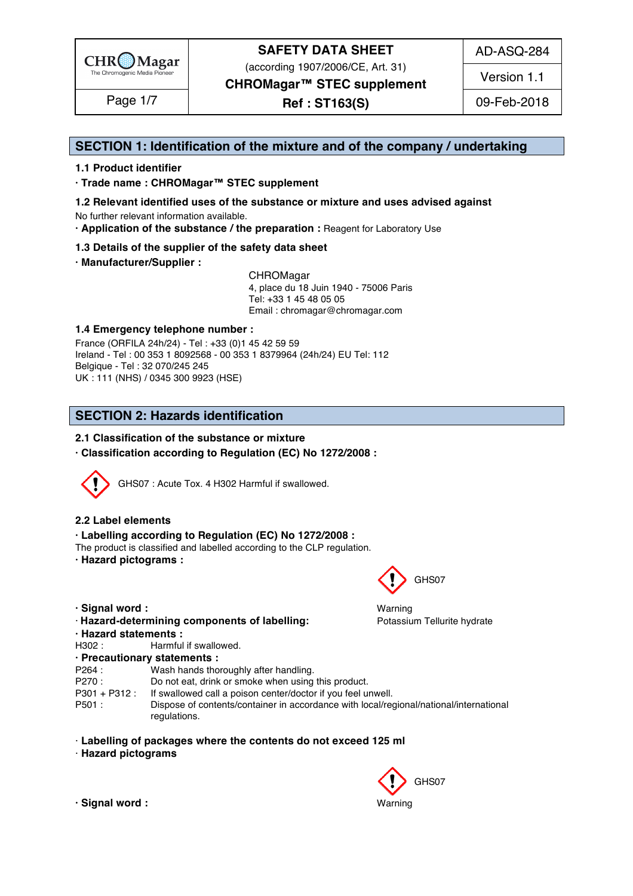| CHROMagar The Chromogenic Media Pioneer | SAFETY DATA SHEET (according 1907/2006/CE, Art. 31) CHROMagar™ STEC supplement Ref : ST163(S) | AD-ASQ-284 |
|---|---|---|
| Page 1/7 | | Version 1.1 |
| | | 09-Feb-2018 |

## SECTION 1: Identification of the mixture and of the company / undertaking

### 1.1 Product identifier

**· Trade name : CHROMagar™ STEC supplement**

### 1.2 Relevant identified uses of the substance or mixture and uses advised against

No further relevant information available.

**· Application of the substance / the preparation :** Reagent for Laboratory Use

### 1.3 Details of the supplier of the safety data sheet

**· Manufacturer/Supplier :**

CHROMagar
4, place du 18 Juin 1940 - 75006 Paris
Tel: +33 1 45 48 05 05
Email : chromagar@chromagar.com

### 1.4 Emergency telephone number :

France (ORFILA 24h/24) - Tel : +33 (0)1 45 42 59 59
Ireland - Tel : 00 353 1 8092568 - 00 353 1 8379964 (24h/24) EU Tel: 112
Belgique - Tel : 32 070/245 245
UK : 111 (NHS) / 0345 300 9923 (HSE)

## SECTION 2: Hazards identification

### 2.1 Classification of the substance or mixture

**· Classification according to Regulation (EC) No 1272/2008 :**

GHS07 : Acute Tox. 4 H302 Harmful if swallowed.

### 2.2 Label elements

**· Labelling according to Regulation (EC) No 1272/2008 :**

The product is classified and labelled according to the CLP regulation.

**· Hazard pictograms :**

GHS07

**· Signal word :** Warning

**· Hazard-determining components of labelling:** Potassium Tellurite hydrate

**· Hazard statements :**

H302 : Harmful if swallowed.

**· Precautionary statements :**

P264 : Wash hands thoroughly after handling.
P270 : Do not eat, drink or smoke when using this product.
P301 + P312 : If swallowed call a poison center/doctor if you feel unwell.
P501 : Dispose of contents/container in accordance with local/regional/national/international regulations.

**· Labelling of packages where the contents do not exceed 125 ml**

**· Hazard pictograms**

GHS07

**· Signal word :** Warning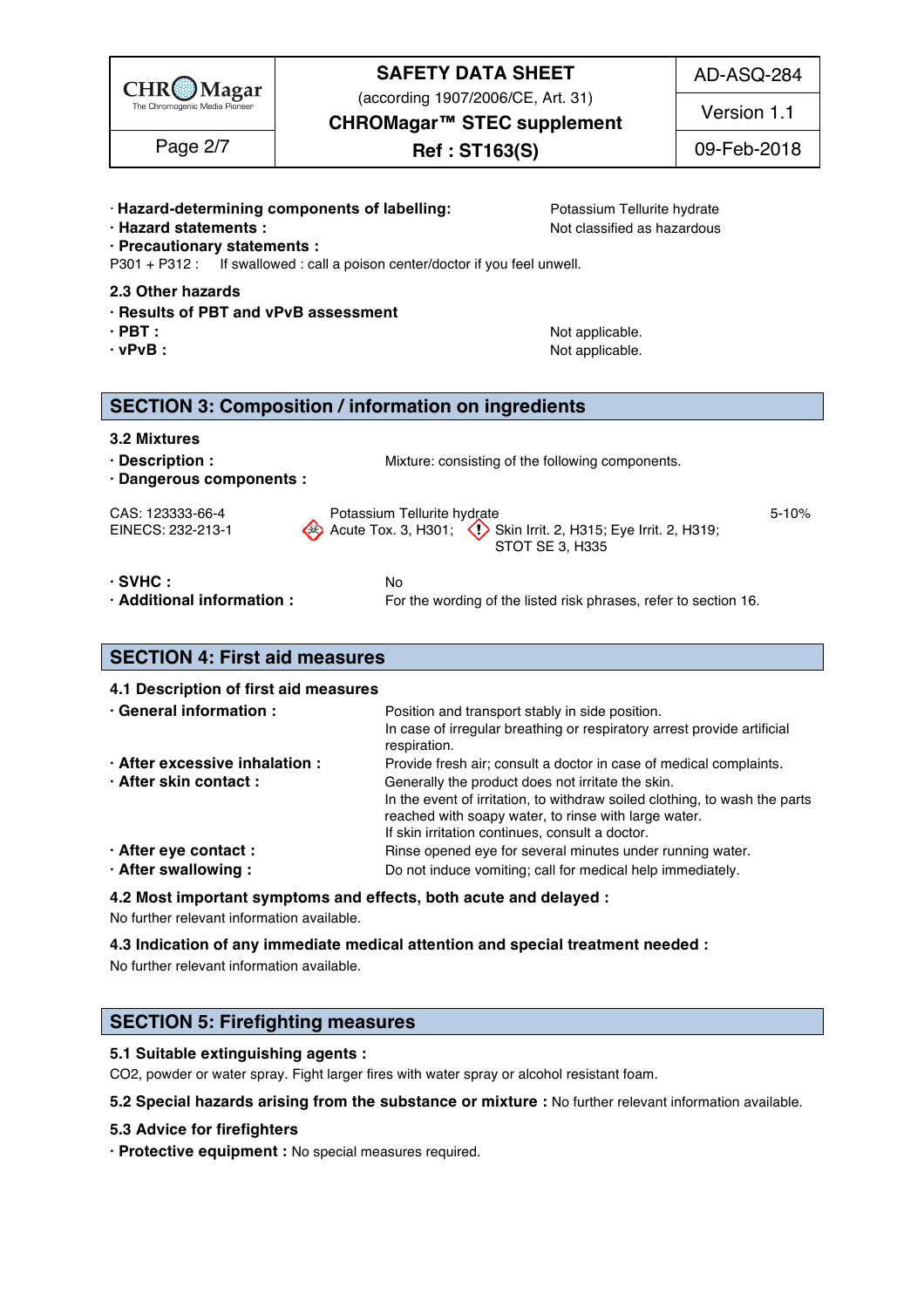· **Hazard-determining components of labelling:** Potassium Tellurite hydrate
· **Hazard statements :** Not classified as hazardous
· **Precautionary statements :**
P301 + P312 : If swallowed : call a poison center/doctor if you feel unwell.

**2.3 Other hazards**
· **Results of PBT and vPvB assessment**
· **PBT :** Not applicable.
· **vPvB :** Not applicable.

## SECTION 3: Composition / information on ingredients

**3.2 Mixtures**
· **Description :** Mixture: consisting of the following components.
· **Dangerous components :**

| | | |
|---|---|---|
| CAS: 123333-66-4<br>EINECS: 232-213-1 | Potassium Tellurite hydrate<br>Acute Tox. 3, H301; Skin Irrit. 2, H315; Eye Irrit. 2, H319; STOT SE 3, H335 | 5-10% |

· **SVHC :** No
· **Additional information :** For the wording of the listed risk phrases, refer to section 16.

## SECTION 4: First aid measures

**4.1 Description of first aid measures**
· **General information :** Position and transport stably in side position.
In case of irregular breathing or respiratory arrest provide artificial respiration.
· **After excessive inhalation :** Provide fresh air; consult a doctor in case of medical complaints.
· **After skin contact :** Generally the product does not irritate the skin.
In the event of irritation, to withdraw soiled clothing, to wash the parts reached with soapy water, to rinse with large water.
If skin irritation continues, consult a doctor.
· **After eye contact :** Rinse opened eye for several minutes under running water.
· **After swallowing :** Do not induce vomiting; call for medical help immediately.

**4.2 Most important symptoms and effects, both acute and delayed :**
No further relevant information available.

**4.3 Indication of any immediate medical attention and special treatment needed :**
No further relevant information available.

## SECTION 5: Firefighting measures

**5.1 Suitable extinguishing agents :**
$CO_2$, powder or water spray. Fight larger fires with water spray or alcohol resistant foam.

**5.2 Special hazards arising from the substance or mixture :** No further relevant information available.

**5.3 Advice for firefighters**
· **Protective equipment :** No special measures required.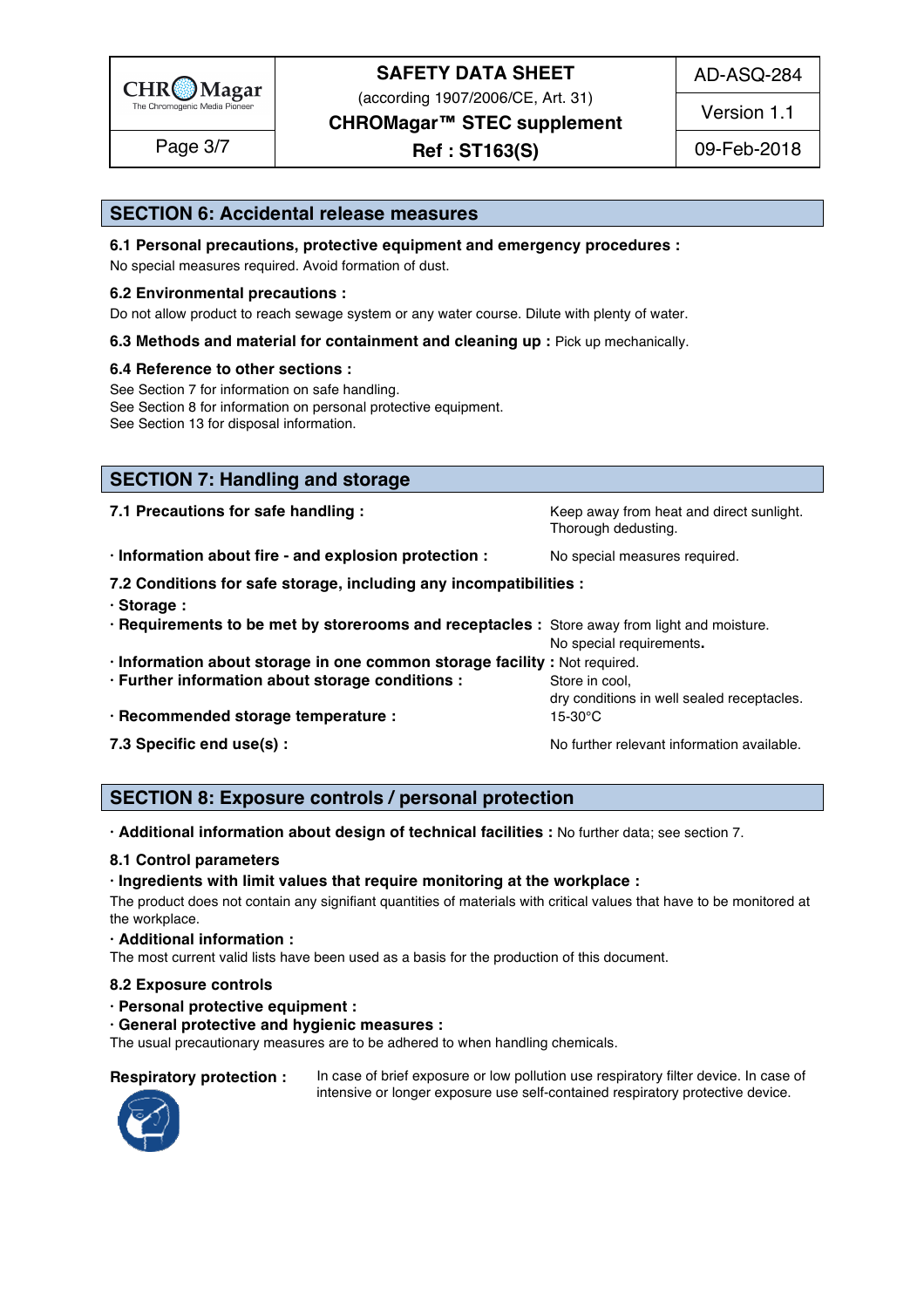## SECTION 6: Accidental release measures

**6.1 Personal precautions, protective equipment and emergency procedures :**
No special measures required. Avoid formation of dust.

**6.2 Environmental precautions :**
Do not allow product to reach sewage system or any water course. Dilute with plenty of water.

**6.3 Methods and material for containment and cleaning up :** Pick up mechanically.

**6.4 Reference to other sections :**
See Section 7 for information on safe handling.
See Section 8 for information on personal protective equipment.
See Section 13 for disposal information.

## SECTION 7: Handling and storage

**7.1 Precautions for safe handling :** Keep away from heat and direct sunlight. Thorough dedusting.

**· Information about fire - and explosion protection :** No special measures required.

**7.2 Conditions for safe storage, including any incompatibilities :**

**· Storage :**

**· Requirements to be met by storerooms and receptacles :** Store away from light and moisture. No special requirements**.**

**· Information about storage in one common storage facility :** Not required.

**· Further information about storage conditions :** Store in cool, dry conditions in well sealed receptacles.

**· Recommended storage temperature :** 15-30°C

**7.3 Specific end use(s) :** No further relevant information available.

## SECTION 8: Exposure controls / personal protection

**· Additional information about design of technical facilities :** No further data; see section 7.

**8.1 Control parameters**

**· Ingredients with limit values that require monitoring at the workplace :**
The product does not contain any signifiant quantities of materials with critical values that have to be monitored at the workplace.

**· Additional information :**
The most current valid lists have been used as a basis for the production of this document.

**8.2 Exposure controls**

**· Personal protective equipment :**

**· General protective and hygienic measures :**
The usual precautionary measures are to be adhered to when handling chemicals.

**Respiratory protection :** In case of brief exposure or low pollution use respiratory filter device. In case of intensive or longer exposure use self-contained respiratory protective device.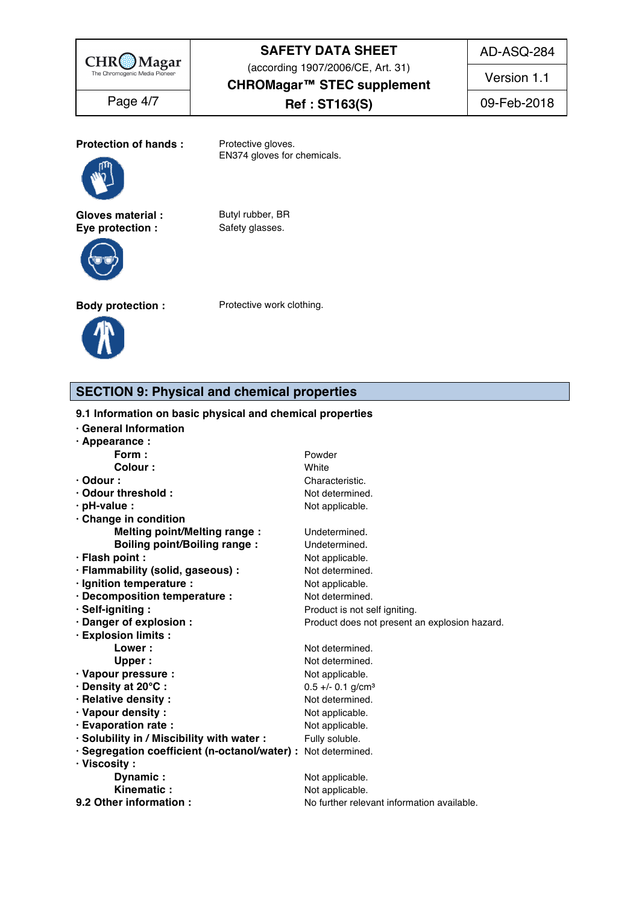**Protection of hands :** Protective gloves.
EN374 gloves for chemicals.

**Gloves material :** Butyl rubber, BR

**Eye protection :** Safety glasses.

**Body protection :** Protective work clothing.

## SECTION 9: Physical and chemical properties

### 9.1 Information on basic physical and chemical properties

| | |
|---|---|
| **· General Information** | |
| **· Appearance :** | |
| **Form :** | Powder |
| **Colour :** | White |
| **· Odour :** | Characteristic. |
| **· Odour threshold :** | Not determined. |
| **· pH-value :** | Not applicable. |
| **· Change in condition** | |
| **Melting point/Melting range :** | Undetermined. |
| **Boiling point/Boiling range :** | Undetermined. |
| **· Flash point :** | Not applicable. |
| **· Flammability (solid, gaseous) :** | Not determined. |
| **· Ignition temperature :** | Not applicable. |
| **· Decomposition temperature :** | Not determined. |
| **· Self-igniting :** | Product is not self igniting. |
| **· Danger of explosion :** | Product does not present an explosion hazard. |
| **· Explosion limits :** | |
| **Lower :** | Not determined. |
| **Upper :** | Not determined. |
| **· Vapour pressure :** | Not applicable. |
| **· Density at 20°C :** | 0.5 +/- 0.1 g/cm³ |
| **· Relative density :** | Not determined. |
| **· Vapour density :** | Not applicable. |
| **· Evaporation rate :** | Not applicable. |
| **· Solubility in / Miscibility with water :** | Fully soluble. |
| **· Segregation coefficient (n-octanol/water) :** | Not determined. |
| **· Viscosity :** | |
| **Dynamic :** | Not applicable. |
| **Kinematic :** | Not applicable. |

### 9.2 Other information :

No further relevant information available.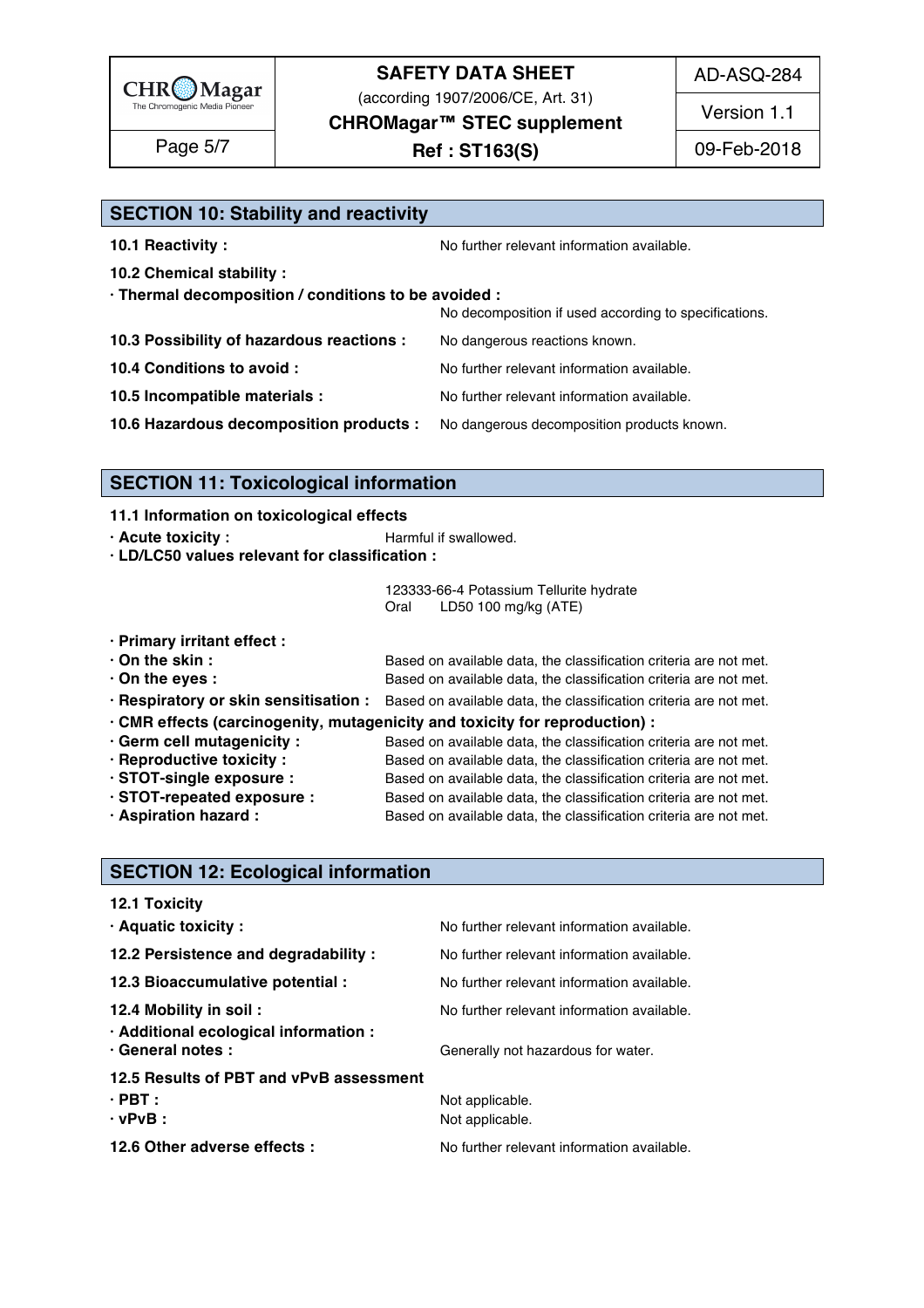## SECTION 10: Stability and reactivity

**10.1 Reactivity :** No further relevant information available.

**10.2 Chemical stability :**

**· Thermal decomposition / conditions to be avoided :** No decomposition if used according to specifications.

**10.3 Possibility of hazardous reactions :** No dangerous reactions known.

**10.4 Conditions to avoid :** No further relevant information available.

**10.5 Incompatible materials :** No further relevant information available.

**10.6 Hazardous decomposition products :** No dangerous decomposition products known.

## SECTION 11: Toxicological information

**11.1 Information on toxicological effects**

**· Acute toxicity :** Harmful if swallowed.

**· LD/LC50 values relevant for classification :**

123333-66-4 Potassium Tellurite hydrate
Oral LD50 100 mg/kg (ATE)

**· Primary irritant effect :**

**· On the skin :** Based on available data, the classification criteria are not met.

**· On the eyes :** Based on available data, the classification criteria are not met.

**· Respiratory or skin sensitisation :** Based on available data, the classification criteria are not met.

**· CMR effects (carcinogenity, mutagenicity and toxicity for reproduction) :**

**· Germ cell mutagenicity :** Based on available data, the classification criteria are not met.

**· Reproductive toxicity :** Based on available data, the classification criteria are not met.

**· STOT-single exposure :** Based on available data, the classification criteria are not met.

**· STOT-repeated exposure :** Based on available data, the classification criteria are not met.

**· Aspiration hazard :** Based on available data, the classification criteria are not met.

## SECTION 12: Ecological information

**12.1 Toxicity**

**· Aquatic toxicity :** No further relevant information available.

**12.2 Persistence and degradability :** No further relevant information available.

**12.3 Bioaccumulative potential :** No further relevant information available.

**12.4 Mobility in soil :** No further relevant information available.

**· Additional ecological information :**

**· General notes :** Generally not hazardous for water.

**12.5 Results of PBT and vPvB assessment**

**· PBT :** Not applicable.

**· vPvB :** Not applicable.

**12.6 Other adverse effects :** No further relevant information available.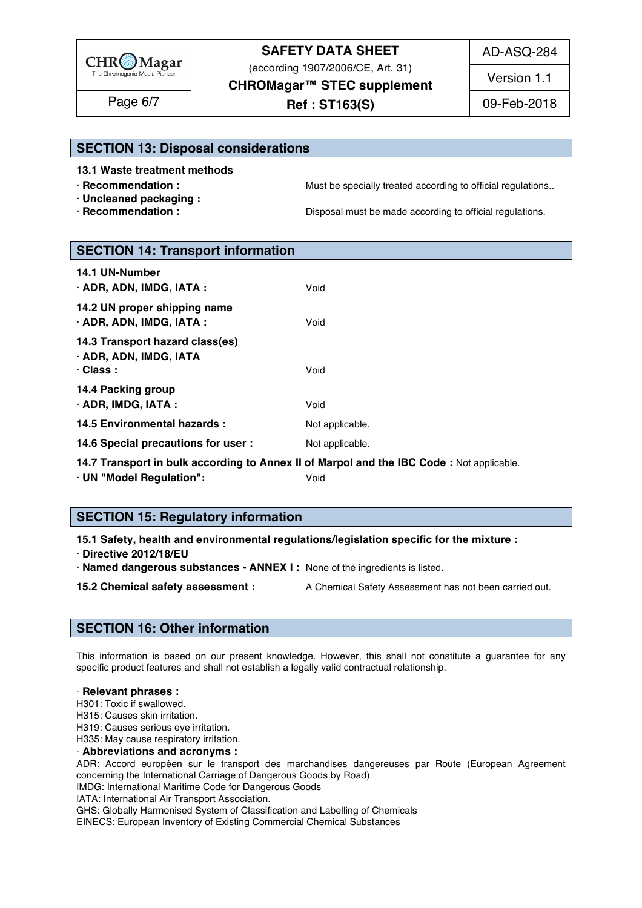## SECTION 13: Disposal considerations

**13.1 Waste treatment methods**

**· Recommendation :** Must be specially treated according to official regulations..

**· Uncleaned packaging :**

**· Recommendation :** Disposal must be made according to official regulations.

## SECTION 14: Transport information

**14.1 UN-Number**

**· ADR, ADN, IMDG, IATA :** Void

**14.2 UN proper shipping name**

**· ADR, ADN, IMDG, IATA :** Void

**14.3 Transport hazard class(es)**

**· ADR, ADN, IMDG, IATA**

**· Class :** Void

**14.4 Packing group**

**· ADR, IMDG, IATA :** Void

**14.5 Environmental hazards :** Not applicable.

**14.6 Special precautions for user :** Not applicable.

**14.7 Transport in bulk according to Annex II of Marpol and the IBC Code :** Not applicable.

**· UN "Model Regulation":** Void

## SECTION 15: Regulatory information

**15.1 Safety, health and environmental regulations/legislation specific for the mixture :**

**· Directive 2012/18/EU**

**· Named dangerous substances - ANNEX I :** None of the ingredients is listed.

**15.2 Chemical safety assessment :** A Chemical Safety Assessment has not been carried out.

## SECTION 16: Other information

This information is based on our present knowledge. However, this shall not constitute a guarantee for any specific product features and shall not establish a legally valid contractual relationship.

· **Relevant phrases :**

H301: Toxic if swallowed.
H315: Causes skin irritation.
H319: Causes serious eye irritation.
H335: May cause respiratory irritation.

· **Abbreviations and acronyms :**

ADR: Accord européen sur le transport des marchandises dangereuses par Route (European Agreement concerning the International Carriage of Dangerous Goods by Road)
IMDG: International Maritime Code for Dangerous Goods
IATA: International Air Transport Association.
GHS: Globally Harmonised System of Classification and Labelling of Chemicals
EINECS: European Inventory of Existing Commercial Chemical Substances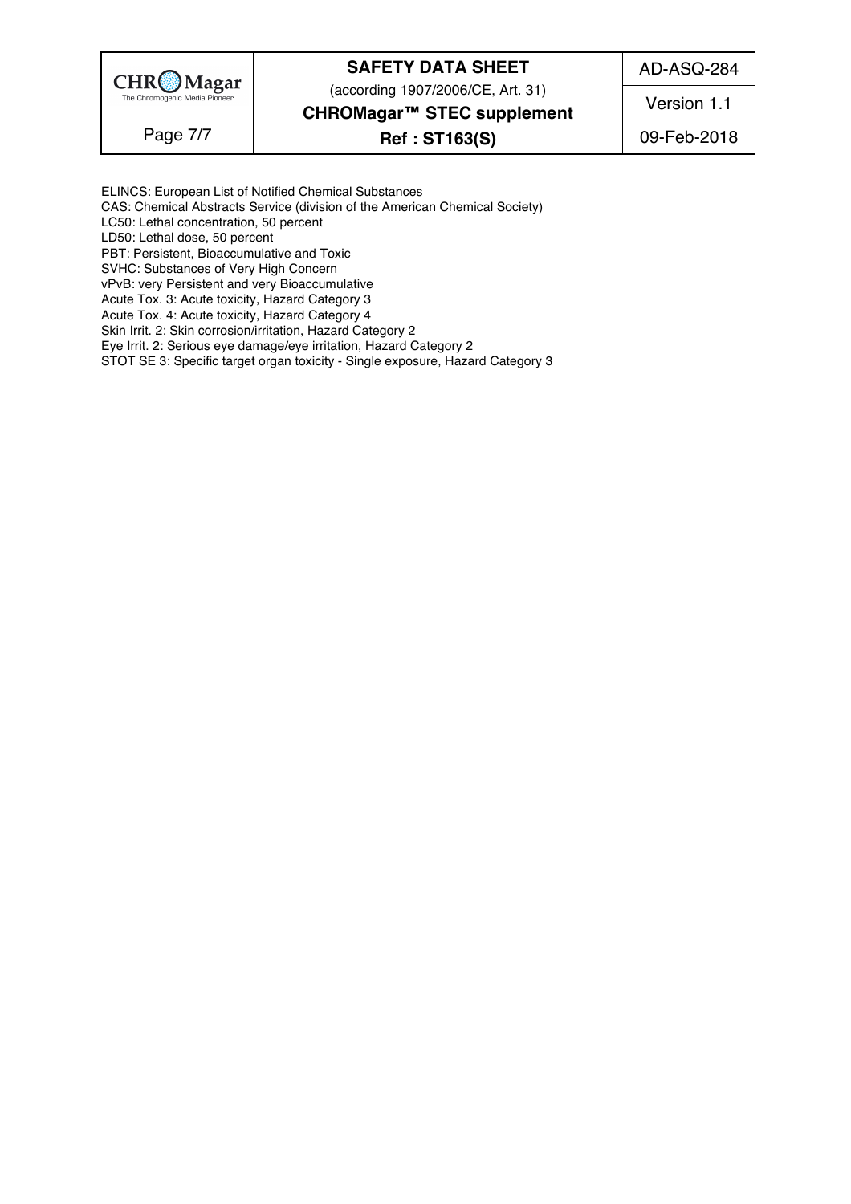ELINCS: European List of Notified Chemical Substances
CAS: Chemical Abstracts Service (division of the American Chemical Society)
LC50: Lethal concentration, 50 percent
LD50: Lethal dose, 50 percent
PBT: Persistent, Bioaccumulative and Toxic
SVHC: Substances of Very High Concern
vPvB: very Persistent and very Bioaccumulative
Acute Tox. 3: Acute toxicity, Hazard Category 3
Acute Tox. 4: Acute toxicity, Hazard Category 4
Skin Irrit. 2: Skin corrosion/irritation, Hazard Category 2
Eye Irrit. 2: Serious eye damage/eye irritation, Hazard Category 2
STOT SE 3: Specific target organ toxicity - Single exposure, Hazard Category 3